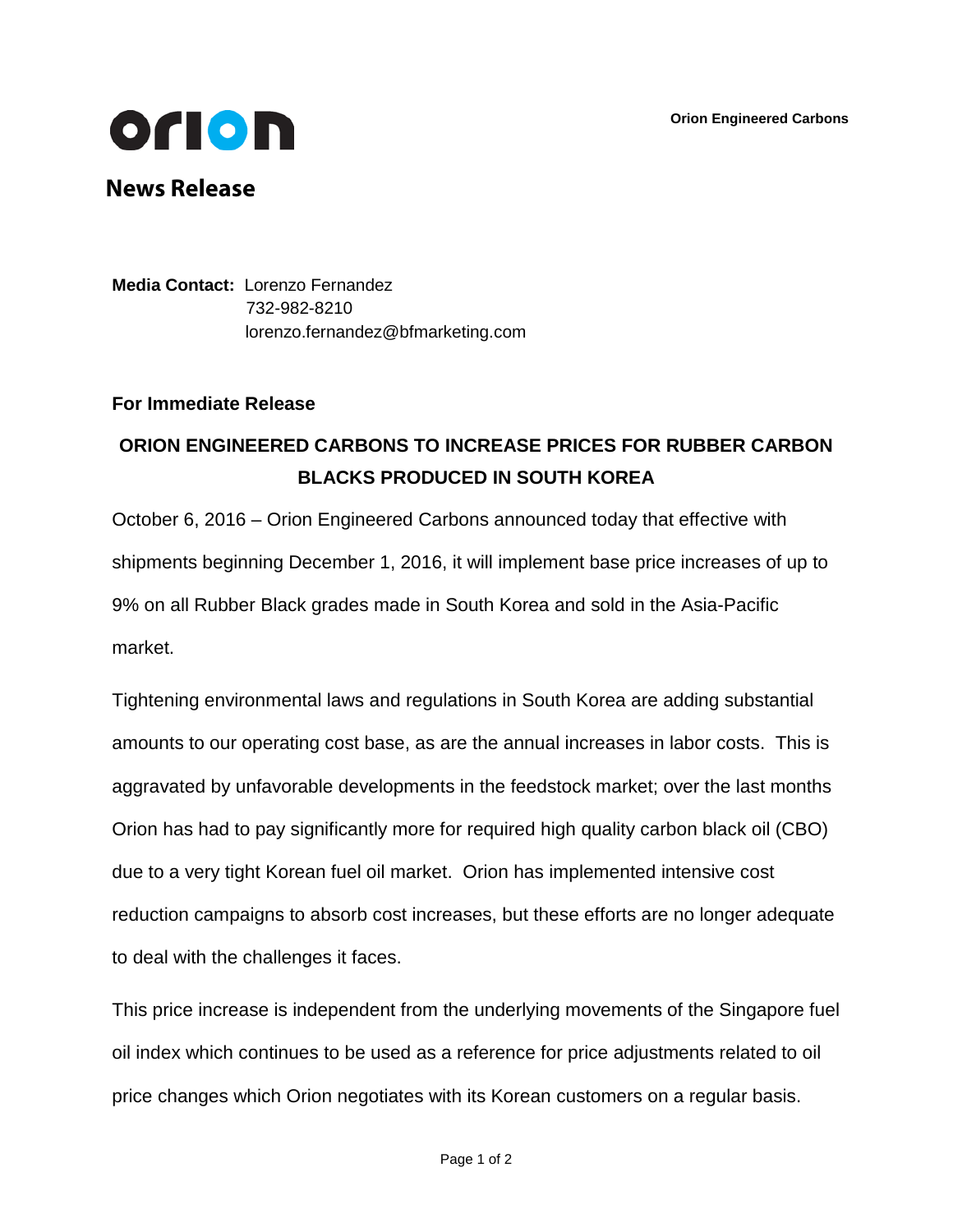**orion**

Orion Engineered Carbons

## News Release

**Media Contact:** Lorenzo Fernandez
732-982-8210
lorenzo.fernandez@bfmarketing.com

**For Immediate Release**

# ORION ENGINEERED CARBONS TO INCREASE PRICES FOR RUBBER CARBON BLACKS PRODUCED IN SOUTH KOREA

October 6, 2016 – Orion Engineered Carbons announced today that effective with shipments beginning December 1, 2016, it will implement base price increases of up to 9% on all Rubber Black grades made in South Korea and sold in the Asia-Pacific market.

Tightening environmental laws and regulations in South Korea are adding substantial amounts to our operating cost base, as are the annual increases in labor costs. This is aggravated by unfavorable developments in the feedstock market; over the last months Orion has had to pay significantly more for required high quality carbon black oil (CBO) due to a very tight Korean fuel oil market. Orion has implemented intensive cost reduction campaigns to absorb cost increases, but these efforts are no longer adequate to deal with the challenges it faces.

This price increase is independent from the underlying movements of the Singapore fuel oil index which continues to be used as a reference for price adjustments related to oil price changes which Orion negotiates with its Korean customers on a regular basis.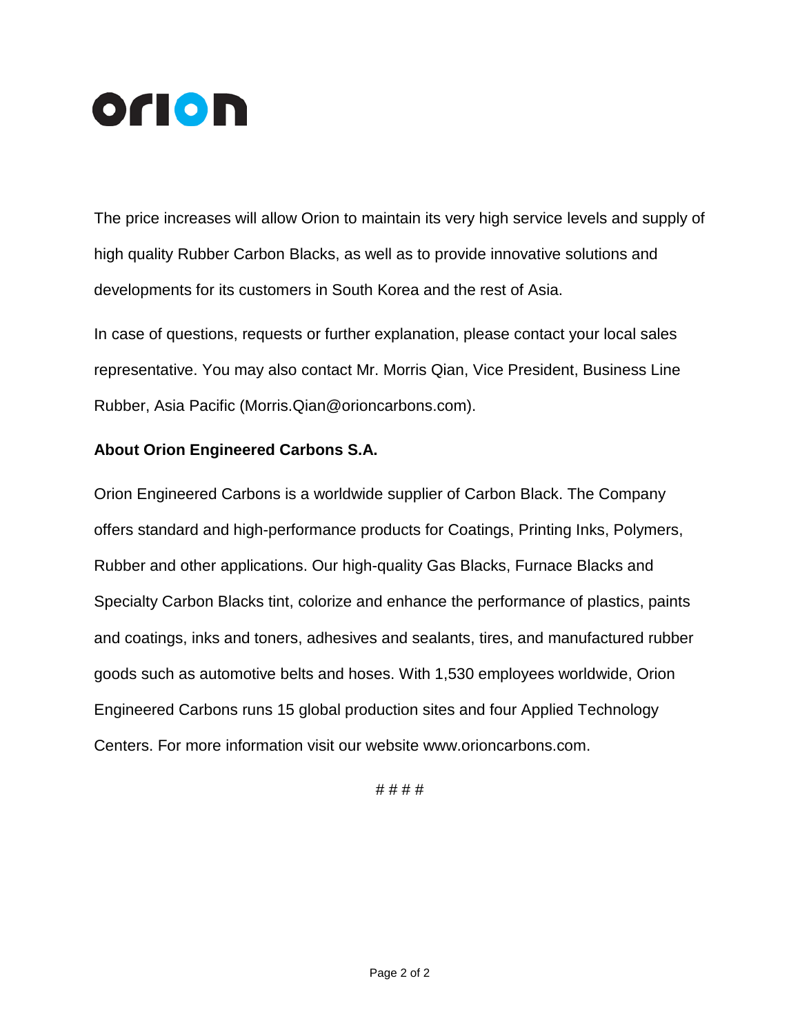The price increases will allow Orion to maintain its very high service levels and supply of high quality Rubber Carbon Blacks, as well as to provide innovative solutions and developments for its customers in South Korea and the rest of Asia.

In case of questions, requests or further explanation, please contact your local sales representative. You may also contact Mr. Morris Qian, Vice President, Business Line Rubber, Asia Pacific (Morris.Qian@orioncarbons.com).

**About Orion Engineered Carbons S.A.**

Orion Engineered Carbons is a worldwide supplier of Carbon Black. The Company offers standard and high-performance products for Coatings, Printing Inks, Polymers, Rubber and other applications. Our high-quality Gas Blacks, Furnace Blacks and Specialty Carbon Blacks tint, colorize and enhance the performance of plastics, paints and coatings, inks and toners, adhesives and sealants, tires, and manufactured rubber goods such as automotive belts and hoses. With 1,530 employees worldwide, Orion Engineered Carbons runs 15 global production sites and four Applied Technology Centers. For more information visit our website www.orioncarbons.com.

# # # #